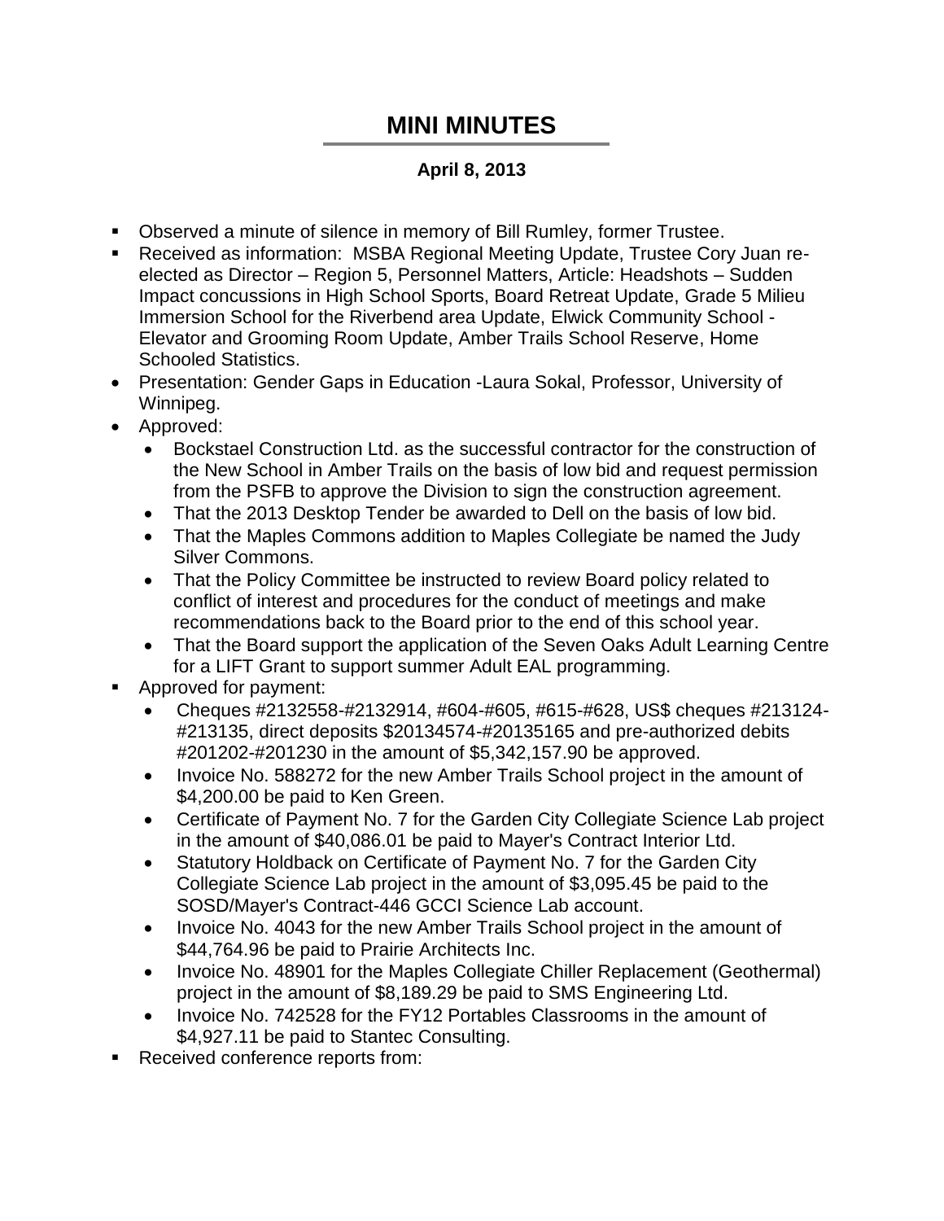# MINI MINUTES

**April 8, 2013**

- Observed a minute of silence in memory of Bill Rumley, former Trustee.
- Received as information: MSBA Regional Meeting Update, Trustee Cory Juan re-elected as Director – Region 5, Personnel Matters, Article: Headshots – Sudden Impact concussions in High School Sports, Board Retreat Update, Grade 5 Milieu Immersion School for the Riverbend area Update, Elwick Community School - Elevator and Grooming Room Update, Amber Trails School Reserve, Home Schooled Statistics.
- Presentation: Gender Gaps in Education -Laura Sokal, Professor, University of Winnipeg.
- Approved:
  - Bockstael Construction Ltd. as the successful contractor for the construction of the New School in Amber Trails on the basis of low bid and request permission from the PSFB to approve the Division to sign the construction agreement.
  - That the 2013 Desktop Tender be awarded to Dell on the basis of low bid.
  - That the Maples Commons addition to Maples Collegiate be named the Judy Silver Commons.
  - That the Policy Committee be instructed to review Board policy related to conflict of interest and procedures for the conduct of meetings and make recommendations back to the Board prior to the end of this school year.
  - That the Board support the application of the Seven Oaks Adult Learning Centre for a LIFT Grant to support summer Adult EAL programming.
- Approved for payment:
  - Cheques #2132558-#2132914, #604-#605, #615-#628, US$ cheques #213124-#213135, direct deposits $20134574-#20135165 and pre-authorized debits #201202-#201230 in the amount of $5,342,157.90 be approved.
  - Invoice No. 588272 for the new Amber Trails School project in the amount of $4,200.00 be paid to Ken Green.
  - Certificate of Payment No. 7 for the Garden City Collegiate Science Lab project in the amount of $40,086.01 be paid to Mayer's Contract Interior Ltd.
  - Statutory Holdback on Certificate of Payment No. 7 for the Garden City Collegiate Science Lab project in the amount of $3,095.45 be paid to the SOSD/Mayer's Contract-446 GCCI Science Lab account.
  - Invoice No. 4043 for the new Amber Trails School project in the amount of $44,764.96 be paid to Prairie Architects Inc.
  - Invoice No. 48901 for the Maples Collegiate Chiller Replacement (Geothermal) project in the amount of $8,189.29 be paid to SMS Engineering Ltd.
  - Invoice No. 742528 for the FY12 Portables Classrooms in the amount of $4,927.11 be paid to Stantec Consulting.
- Received conference reports from: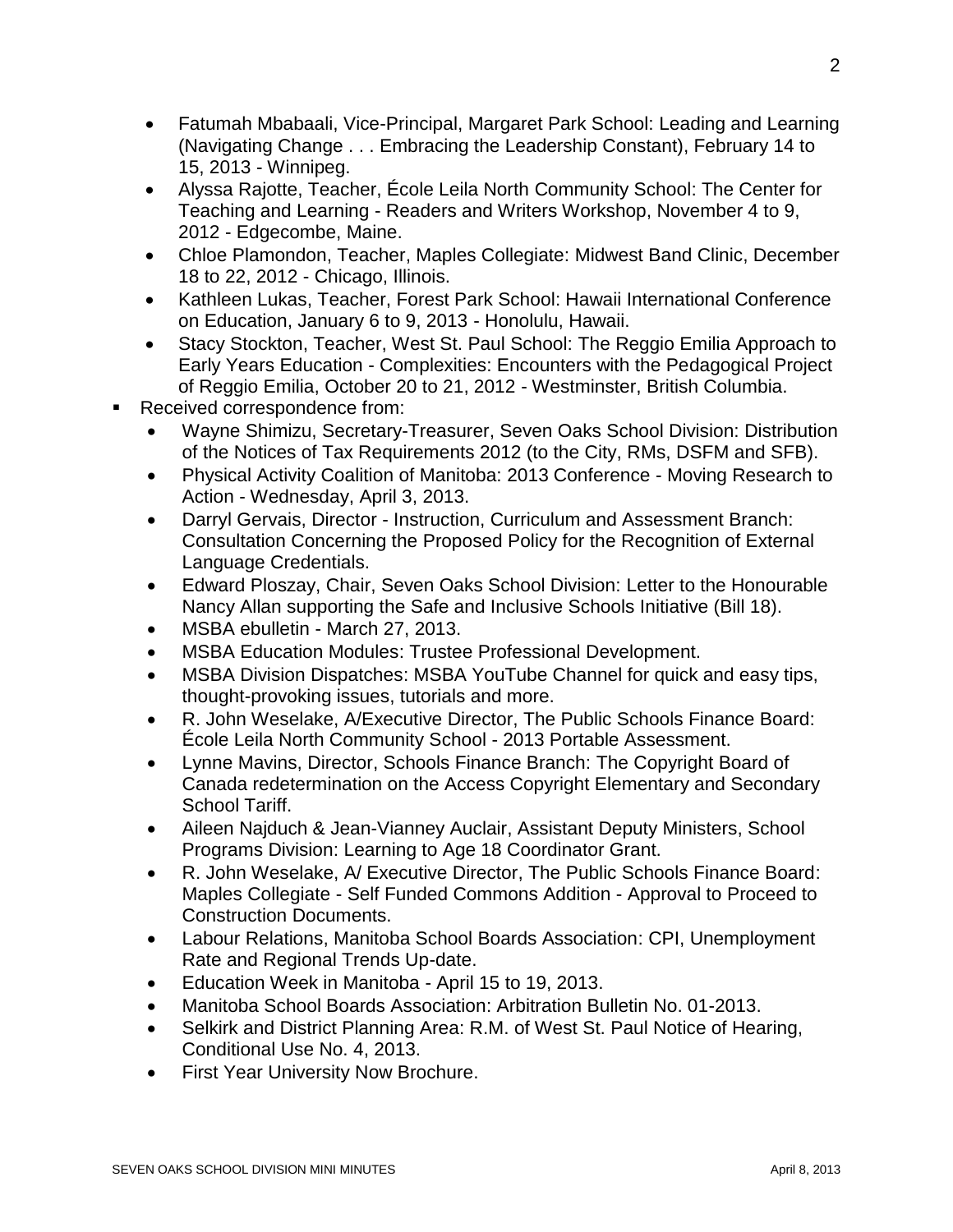- Fatumah Mbabaali, Vice-Principal, Margaret Park School: Leading and Learning (Navigating Change . . . Embracing the Leadership Constant), February 14 to 15, 2013 - Winnipeg.
- Alyssa Rajotte, Teacher, École Leila North Community School: The Center for Teaching and Learning - Readers and Writers Workshop, November 4 to 9, 2012 - Edgecombe, Maine.
- Chloe Plamondon, Teacher, Maples Collegiate: Midwest Band Clinic, December 18 to 22, 2012 - Chicago, Illinois.
- Kathleen Lukas, Teacher, Forest Park School: Hawaii International Conference on Education, January 6 to 9, 2013 - Honolulu, Hawaii.
- Stacy Stockton, Teacher, West St. Paul School: The Reggio Emilia Approach to Early Years Education - Complexities: Encounters with the Pedagogical Project of Reggio Emilia, October 20 to 21, 2012 - Westminster, British Columbia.

- Received correspondence from:
  - Wayne Shimizu, Secretary-Treasurer, Seven Oaks School Division: Distribution of the Notices of Tax Requirements 2012 (to the City, RMs, DSFM and SFB).
  - Physical Activity Coalition of Manitoba: 2013 Conference - Moving Research to Action - Wednesday, April 3, 2013.
  - Darryl Gervais, Director - Instruction, Curriculum and Assessment Branch: Consultation Concerning the Proposed Policy for the Recognition of External Language Credentials.
  - Edward Ploszay, Chair, Seven Oaks School Division: Letter to the Honourable Nancy Allan supporting the Safe and Inclusive Schools Initiative (Bill 18).
  - MSBA ebulletin - March 27, 2013.
  - MSBA Education Modules: Trustee Professional Development.
  - MSBA Division Dispatches: MSBA YouTube Channel for quick and easy tips, thought-provoking issues, tutorials and more.
  - R. John Weselake, A/Executive Director, The Public Schools Finance Board: École Leila North Community School - 2013 Portable Assessment.
  - Lynne Mavins, Director, Schools Finance Branch: The Copyright Board of Canada redetermination on the Access Copyright Elementary and Secondary School Tariff.
  - Aileen Najduch & Jean-Vianney Auclair, Assistant Deputy Ministers, School Programs Division: Learning to Age 18 Coordinator Grant.
  - R. John Weselake, A/ Executive Director, The Public Schools Finance Board: Maples Collegiate - Self Funded Commons Addition - Approval to Proceed to Construction Documents.
  - Labour Relations, Manitoba School Boards Association: CPI, Unemployment Rate and Regional Trends Up-date.
  - Education Week in Manitoba - April 15 to 19, 2013.
  - Manitoba School Boards Association: Arbitration Bulletin No. 01-2013.
  - Selkirk and District Planning Area: R.M. of West St. Paul Notice of Hearing, Conditional Use No. 4, 2013.
  - First Year University Now Brochure.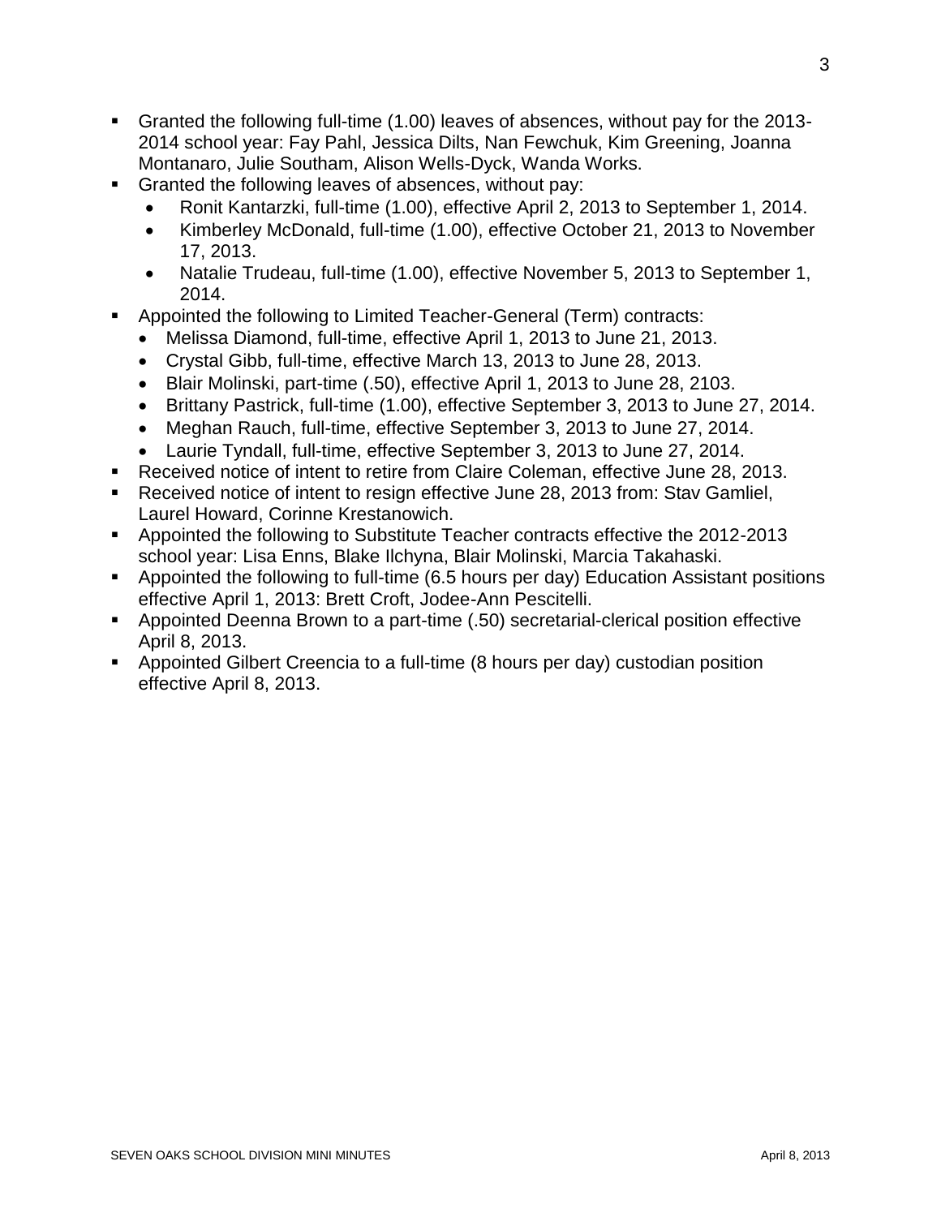- Granted the following full-time (1.00) leaves of absences, without pay for the 2013-2014 school year: Fay Pahl, Jessica Dilts, Nan Fewchuk, Kim Greening, Joanna Montanaro, Julie Southam, Alison Wells-Dyck, Wanda Works.
- Granted the following leaves of absences, without pay:
  - Ronit Kantarzki, full-time (1.00), effective April 2, 2013 to September 1, 2014.
  - Kimberley McDonald, full-time (1.00), effective October 21, 2013 to November 17, 2013.
  - Natalie Trudeau, full-time (1.00), effective November 5, 2013 to September 1, 2014.
- Appointed the following to Limited Teacher-General (Term) contracts:
  - Melissa Diamond, full-time, effective April 1, 2013 to June 21, 2013.
  - Crystal Gibb, full-time, effective March 13, 2013 to June 28, 2013.
  - Blair Molinski, part-time (.50), effective April 1, 2013 to June 28, 2103.
  - Brittany Pastrick, full-time (1.00), effective September 3, 2013 to June 27, 2014.
  - Meghan Rauch, full-time, effective September 3, 2013 to June 27, 2014.
  - Laurie Tyndall, full-time, effective September 3, 2013 to June 27, 2014.
- Received notice of intent to retire from Claire Coleman, effective June 28, 2013.
- Received notice of intent to resign effective June 28, 2013 from: Stav Gamliel, Laurel Howard, Corinne Krestanowich.
- Appointed the following to Substitute Teacher contracts effective the 2012-2013 school year: Lisa Enns, Blake Ilchyna, Blair Molinski, Marcia Takahaski.
- Appointed the following to full-time (6.5 hours per day) Education Assistant positions effective April 1, 2013: Brett Croft, Jodee-Ann Pescitelli.
- Appointed Deenna Brown to a part-time (.50) secretarial-clerical position effective April 8, 2013.
- Appointed Gilbert Creencia to a full-time (8 hours per day) custodian position effective April 8, 2013.